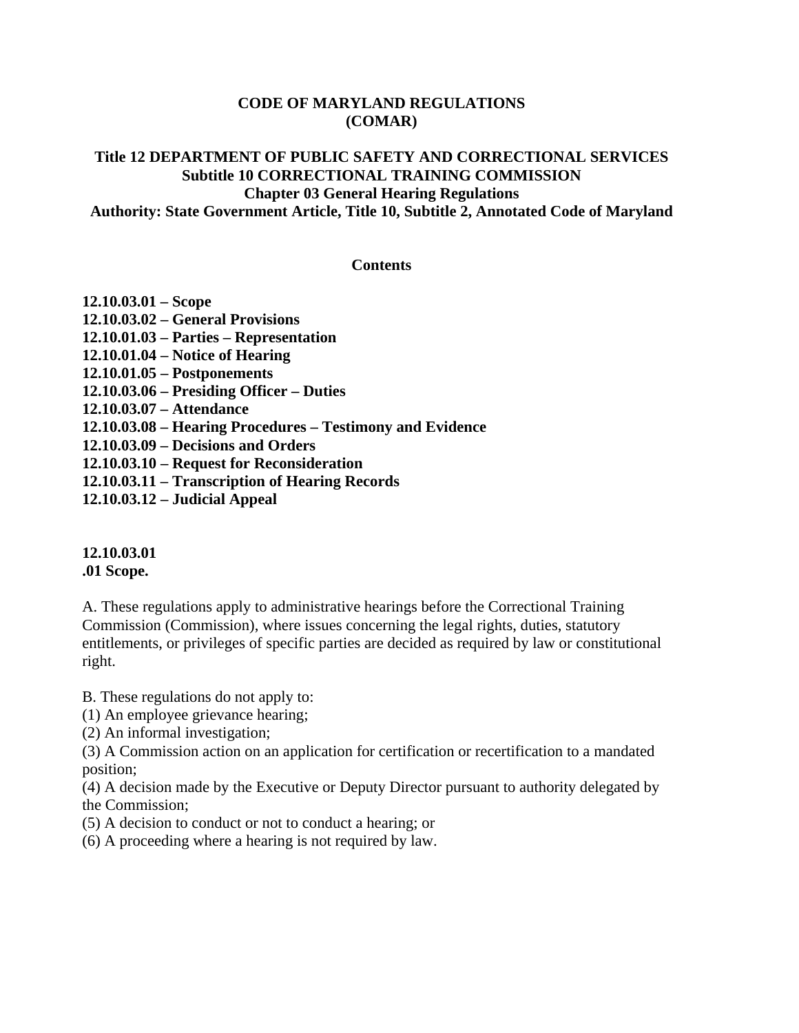**CODE OF MARYLAND REGULATIONS**
**(COMAR)**

**Title 12 DEPARTMENT OF PUBLIC SAFETY AND CORRECTIONAL SERVICES**
**Subtitle 10 CORRECTIONAL TRAINING COMMISSION**
**Chapter 03 General Hearing Regulations**
**Authority: State Government Article, Title 10, Subtitle 2, Annotated Code of Maryland**

**Contents**

**12.10.03.01 – Scope**
**12.10.03.02 – General Provisions**
**12.10.01.03 – Parties – Representation**
**12.10.01.04 – Notice of Hearing**
**12.10.01.05 – Postponements**
**12.10.03.06 – Presiding Officer – Duties**
**12.10.03.07 – Attendance**
**12.10.03.08 – Hearing Procedures – Testimony and Evidence**
**12.10.03.09 – Decisions and Orders**
**12.10.03.10 – Request for Reconsideration**
**12.10.03.11 – Transcription of Hearing Records**
**12.10.03.12 – Judicial Appeal**

**12.10.03.01**
**.01 Scope.**

A. These regulations apply to administrative hearings before the Correctional Training Commission (Commission), where issues concerning the legal rights, duties, statutory entitlements, or privileges of specific parties are decided as required by law or constitutional right.

B. These regulations do not apply to:
(1) An employee grievance hearing;
(2) An informal investigation;
(3) A Commission action on an application for certification or recertification to a mandated position;
(4) A decision made by the Executive or Deputy Director pursuant to authority delegated by the Commission;
(5) A decision to conduct or not to conduct a hearing; or
(6) A proceeding where a hearing is not required by law.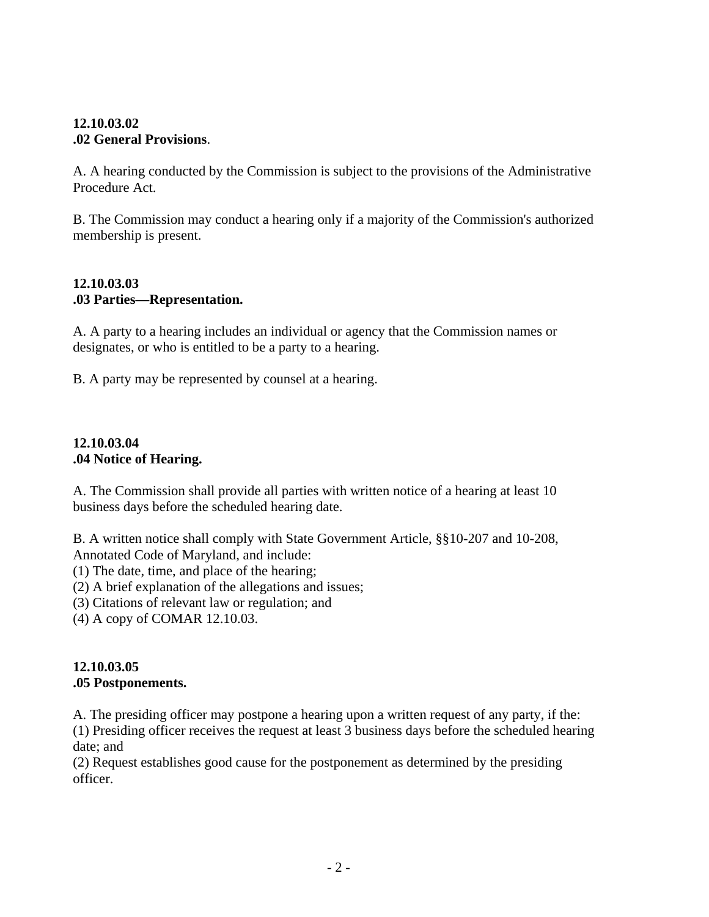**12.10.03.02**
**.02 General Provisions**.

A. A hearing conducted by the Commission is subject to the provisions of the Administrative Procedure Act.

B. The Commission may conduct a hearing only if a majority of the Commission's authorized membership is present.

**12.10.03.03**
**.03 Parties—Representation.**

A. A party to a hearing includes an individual or agency that the Commission names or designates, or who is entitled to be a party to a hearing.

B. A party may be represented by counsel at a hearing.

**12.10.03.04**
**.04 Notice of Hearing.**

A. The Commission shall provide all parties with written notice of a hearing at least 10 business days before the scheduled hearing date.

B. A written notice shall comply with State Government Article, §§10-207 and 10-208, Annotated Code of Maryland, and include:
(1) The date, time, and place of the hearing;
(2) A brief explanation of the allegations and issues;
(3) Citations of relevant law or regulation; and
(4) A copy of COMAR 12.10.03.

**12.10.03.05**
**.05 Postponements.**

A. The presiding officer may postpone a hearing upon a written request of any party, if the:
(1) Presiding officer receives the request at least 3 business days before the scheduled hearing date; and
(2) Request establishes good cause for the postponement as determined by the presiding officer.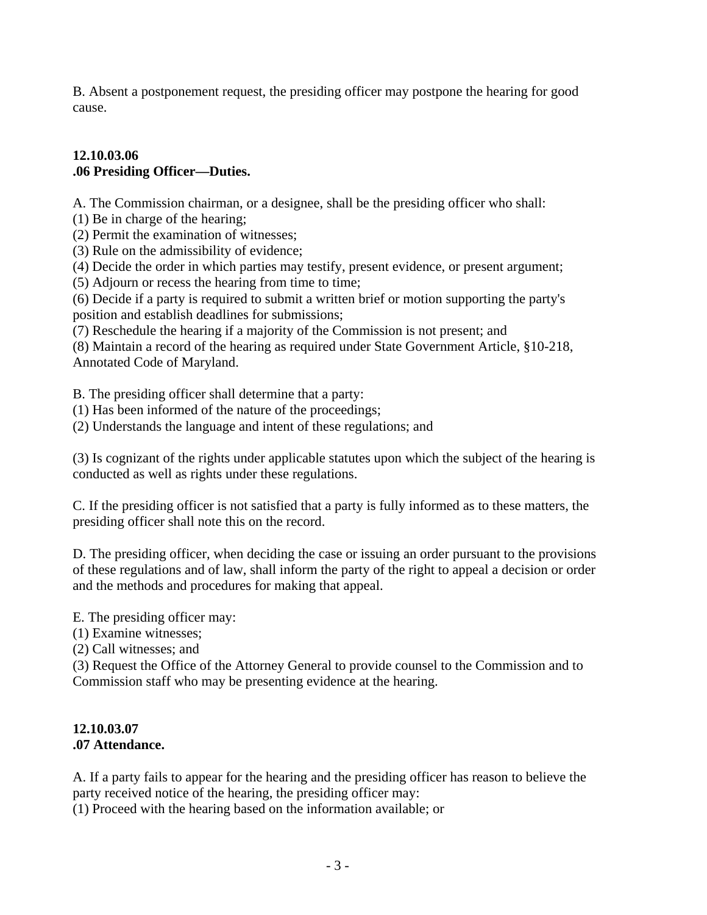B. Absent a postponement request, the presiding officer may postpone the hearing for good cause.

**12.10.03.06**
**.06 Presiding Officer—Duties.**

A. The Commission chairman, or a designee, shall be the presiding officer who shall:
(1) Be in charge of the hearing;
(2) Permit the examination of witnesses;
(3) Rule on the admissibility of evidence;
(4) Decide the order in which parties may testify, present evidence, or present argument;
(5) Adjourn or recess the hearing from time to time;
(6) Decide if a party is required to submit a written brief or motion supporting the party's position and establish deadlines for submissions;
(7) Reschedule the hearing if a majority of the Commission is not present; and
(8) Maintain a record of the hearing as required under State Government Article, §10-218, Annotated Code of Maryland.

B. The presiding officer shall determine that a party:
(1) Has been informed of the nature of the proceedings;
(2) Understands the language and intent of these regulations; and

(3) Is cognizant of the rights under applicable statutes upon which the subject of the hearing is conducted as well as rights under these regulations.

C. If the presiding officer is not satisfied that a party is fully informed as to these matters, the presiding officer shall note this on the record.

D. The presiding officer, when deciding the case or issuing an order pursuant to the provisions of these regulations and of law, shall inform the party of the right to appeal a decision or order and the methods and procedures for making that appeal.

E. The presiding officer may:
(1) Examine witnesses;
(2) Call witnesses; and
(3) Request the Office of the Attorney General to provide counsel to the Commission and to Commission staff who may be presenting evidence at the hearing.

**12.10.03.07**
**.07 Attendance.**

A. If a party fails to appear for the hearing and the presiding officer has reason to believe the party received notice of the hearing, the presiding officer may:
(1) Proceed with the hearing based on the information available; or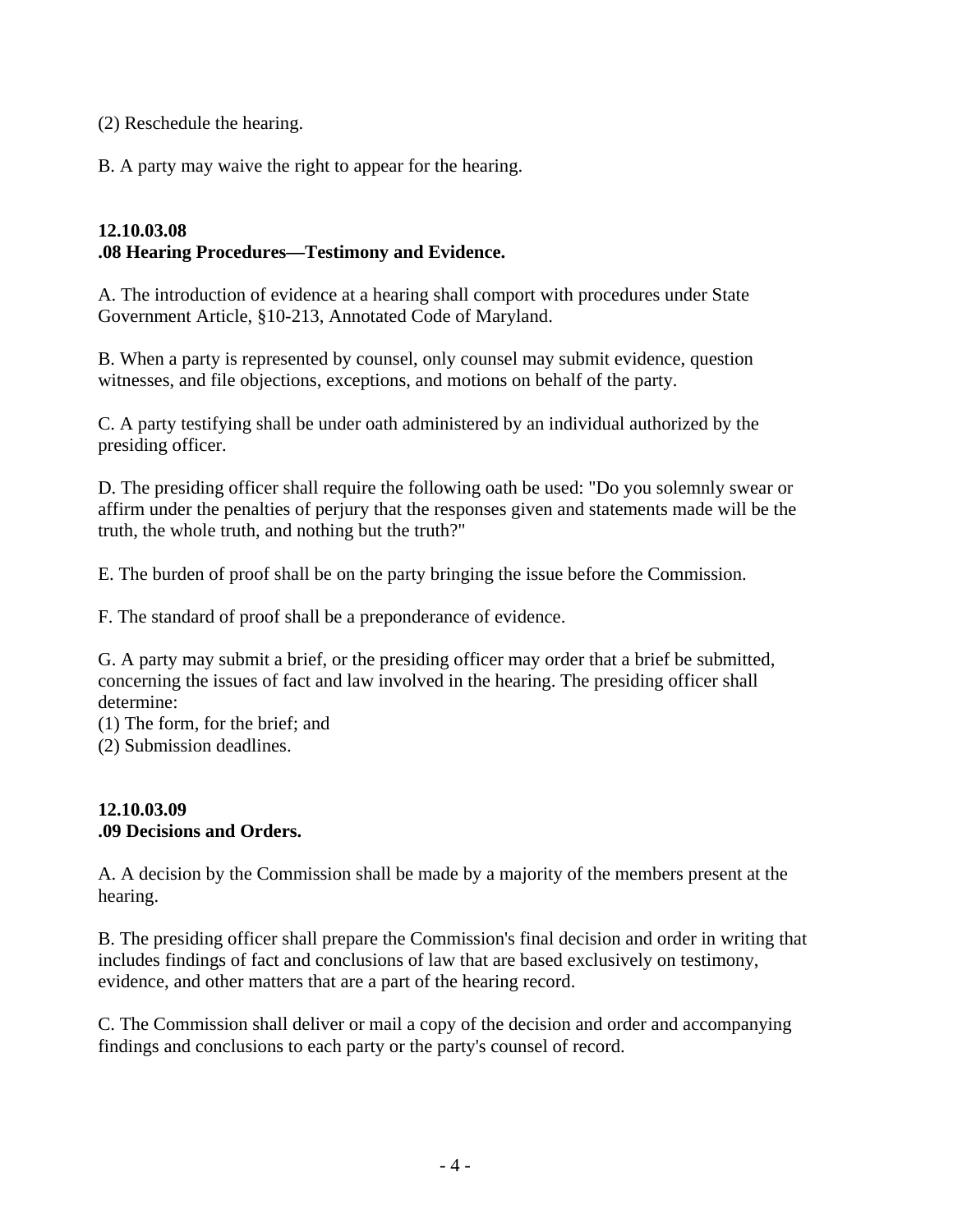(2) Reschedule the hearing.

B. A party may waive the right to appear for the hearing.

**12.10.03.08**
**.08 Hearing Procedures—Testimony and Evidence.**

A. The introduction of evidence at a hearing shall comport with procedures under State Government Article, §10-213, Annotated Code of Maryland.

B. When a party is represented by counsel, only counsel may submit evidence, question witnesses, and file objections, exceptions, and motions on behalf of the party.

C. A party testifying shall be under oath administered by an individual authorized by the presiding officer.

D. The presiding officer shall require the following oath be used: "Do you solemnly swear or affirm under the penalties of perjury that the responses given and statements made will be the truth, the whole truth, and nothing but the truth?"

E. The burden of proof shall be on the party bringing the issue before the Commission.

F. The standard of proof shall be a preponderance of evidence.

G. A party may submit a brief, or the presiding officer may order that a brief be submitted, concerning the issues of fact and law involved in the hearing. The presiding officer shall determine:
(1) The form, for the brief; and
(2) Submission deadlines.

**12.10.03.09**
**.09 Decisions and Orders.**

A. A decision by the Commission shall be made by a majority of the members present at the hearing.

B. The presiding officer shall prepare the Commission's final decision and order in writing that includes findings of fact and conclusions of law that are based exclusively on testimony, evidence, and other matters that are a part of the hearing record.

C. The Commission shall deliver or mail a copy of the decision and order and accompanying findings and conclusions to each party or the party's counsel of record.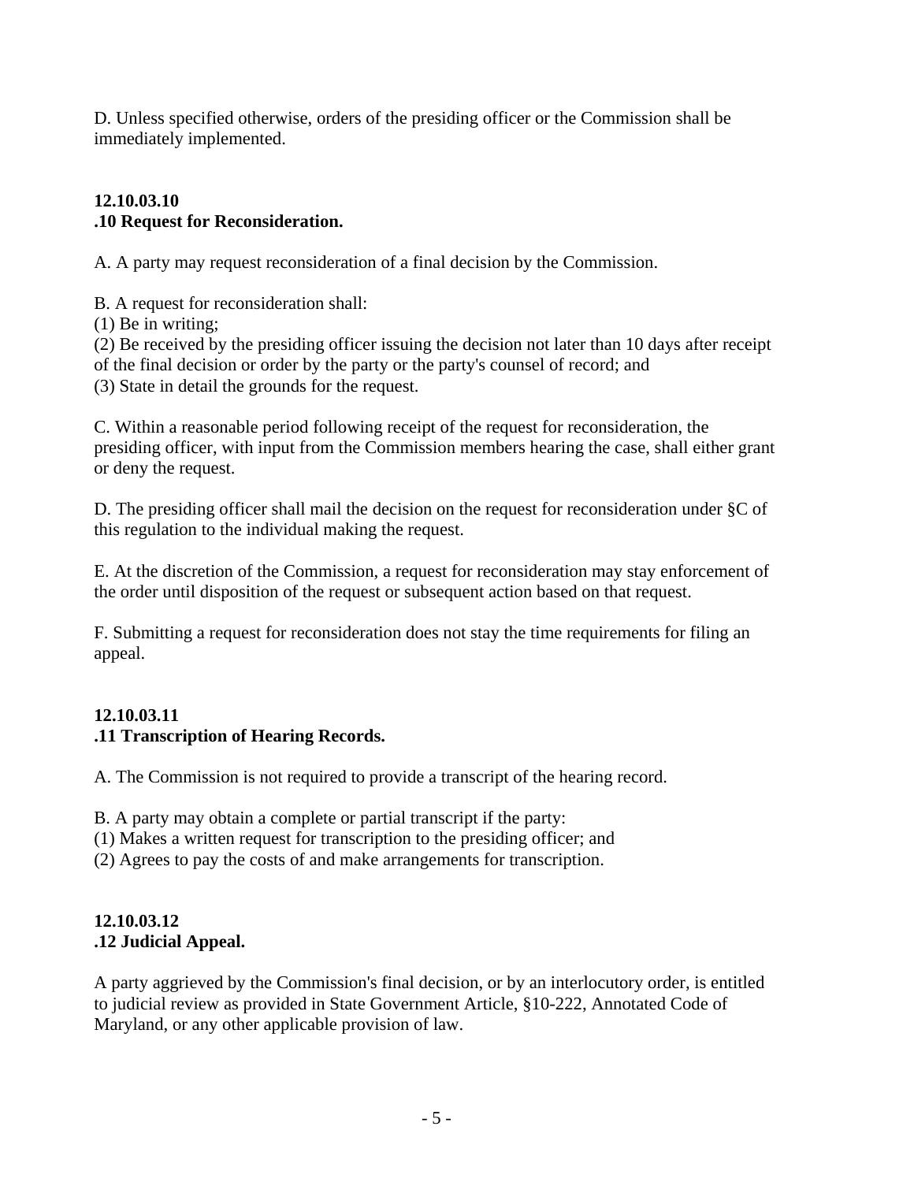D. Unless specified otherwise, orders of the presiding officer or the Commission shall be immediately implemented.

**12.10.03.10**
**.10 Request for Reconsideration.**

A. A party may request reconsideration of a final decision by the Commission.

B. A request for reconsideration shall:
(1) Be in writing;
(2) Be received by the presiding officer issuing the decision not later than 10 days after receipt of the final decision or order by the party or the party's counsel of record; and
(3) State in detail the grounds for the request.

C. Within a reasonable period following receipt of the request for reconsideration, the presiding officer, with input from the Commission members hearing the case, shall either grant or deny the request.

D. The presiding officer shall mail the decision on the request for reconsideration under §C of this regulation to the individual making the request.

E. At the discretion of the Commission, a request for reconsideration may stay enforcement of the order until disposition of the request or subsequent action based on that request.

F. Submitting a request for reconsideration does not stay the time requirements for filing an appeal.

**12.10.03.11**
**.11 Transcription of Hearing Records.**

A. The Commission is not required to provide a transcript of the hearing record.

B. A party may obtain a complete or partial transcript if the party:
(1) Makes a written request for transcription to the presiding officer; and
(2) Agrees to pay the costs of and make arrangements for transcription.

**12.10.03.12**
**.12 Judicial Appeal.**

A party aggrieved by the Commission's final decision, or by an interlocutory order, is entitled to judicial review as provided in State Government Article, §10-222, Annotated Code of Maryland, or any other applicable provision of law.